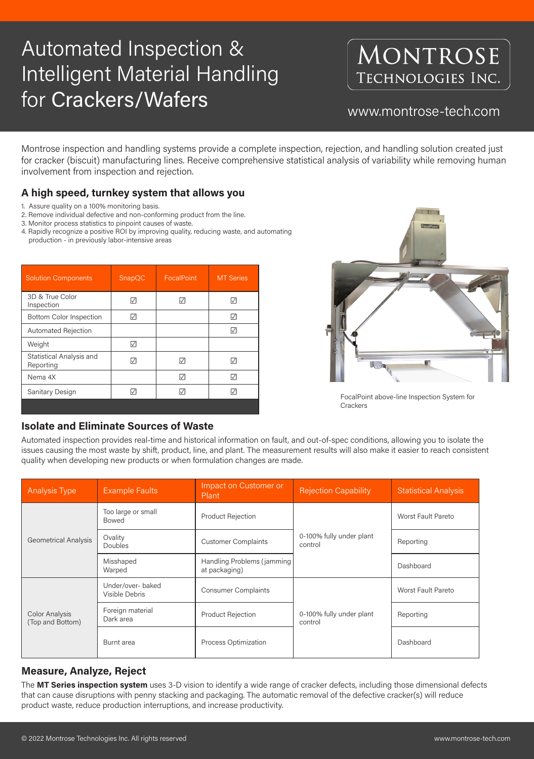# Automated Inspection & Intelligent Material Handling for Crackers/Wafers

**MONTROSE TECHNOLOGIES INC.**

www.montrose-tech.com

Montrose inspection and handling systems provide a complete inspection, rejection, and handling solution created just for cracker (biscuit) manufacturing lines. Receive comprehensive statistical analysis of variability while removing human involvement from inspection and rejection.

## A high speed, turnkey system that allows you

1. Assure quality on a 100% monitoring basis.
2. Remove individual defective and non-conforming product from the line.
3. Monitor process statistics to pinpoint causes of waste.
4. Rapidly recognize a positive ROI by improving quality, reducing waste, and automating production - in previously labor-intensive areas

| Solution Components | SnapQC | FocalPoint | MT Series |
|---|---|---|---|
| 3D & True Color Inspection | ☑ | ☑ | ☑ |
| Bottom Color Inspection | ☑ | | ☑ |
| Automated Rejection | | | ☑ |
| Weight | ☑ | | |
| Statistical Analysis and Reporting | ☑ | ☑ | ☑ |
| Nema 4X | | ☑ | ☑ |
| Sanitary Design | ☑ | ☑ | ☑ |

FocalPoint above-line Inspection System for Crackers

## Isolate and Eliminate Sources of Waste

Automated inspection provides real-time and historical information on fault, and out-of-spec conditions, allowing you to isolate the issues causing the most waste by shift, product, line, and plant. The measurement results will also make it easier to reach consistent quality when developing new products or when formulation changes are made.

| Analysis Type | Example Faults | Impact on Customer or Plant | Rejection Capability | Statistical Analysis |
|---|---|---|---|---|
| Geometrical Analysis | Too large or small<br>Bowed | Product Rejection | 0-100% fully under plant control | Worst Fault Pareto |
| | Ovality<br>Doubles | Customer Complaints | | Reporting |
| | Misshaped<br>Warped | Handling Problems (jamming at packaging) | | Dashboard |
| Color Analysis (Top and Bottom) | Under/over- baked<br>Visible Debris | Consumer Complaints | 0-100% fully under plant control | Worst Fault Pareto |
| | Foreign material<br>Dark area | Product Rejection | | Reporting |
| | Burnt area | Process Optimization | | Dashboard |

## Measure, Analyze, Reject

The **MT Series inspection system** uses 3-D vision to identify a wide range of cracker defects, including those dimensional defects that can cause disruptions with penny stacking and packaging. The automatic removal of the defective cracker(s) will reduce product waste, reduce production interruptions, and increase productivity.

© 2022 Montrose Technologies Inc. All rights reserved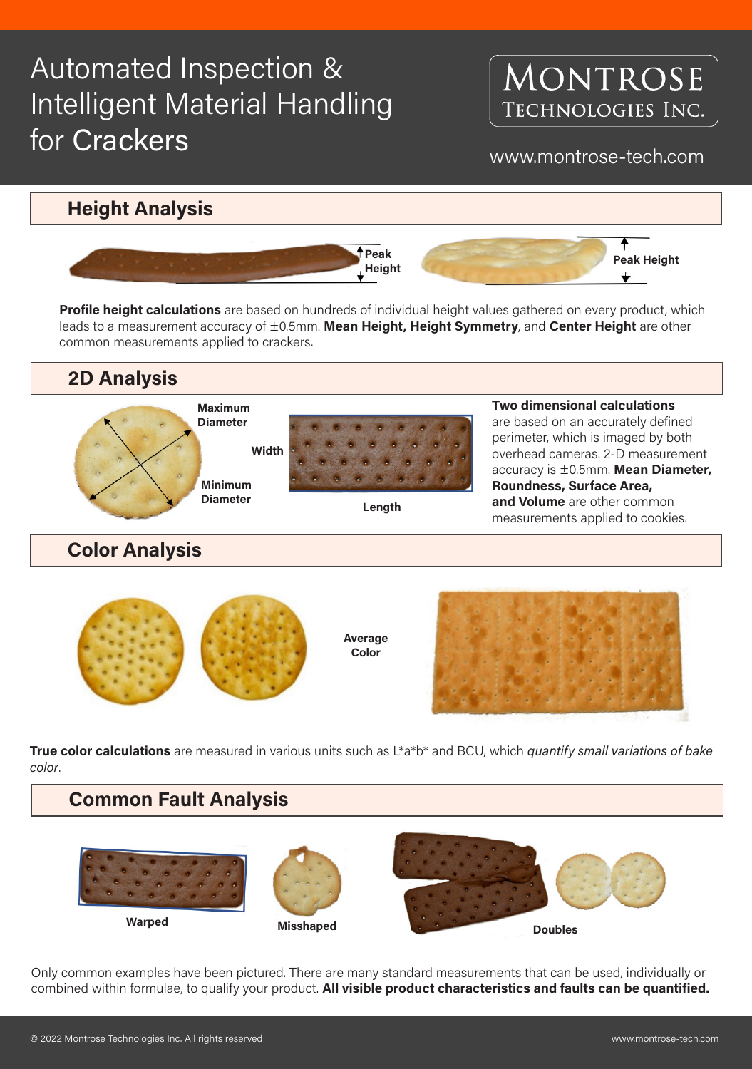# Automated Inspection & Intelligent Material Handling for Crackers

MONTROSE TECHNOLOGIES INC.

www.montrose-tech.com

## Height Analysis

Peak Height

Peak Height

**Profile height calculations** are based on hundreds of individual height values gathered on every product, which leads to a measurement accuracy of ±0.5mm. **Mean Height, Height Symmetry**, and **Center Height** are other common measurements applied to crackers.

## 2D Analysis

Maximum Diameter

Minimum Diameter

Width

Length

**Two dimensional calculations** are based on an accurately defined perimeter, which is imaged by both overhead cameras. 2-D measurement accuracy is ±0.5mm. **Mean Diameter, Roundness, Surface Area, and Volume** are other common measurements applied to cookies.

## Color Analysis

Average Color

**True color calculations** are measured in various units such as L*a*b* and BCU, which *quantify small variations of bake color*.

## Common Fault Analysis

Warped

Misshaped

Doubles

Only common examples have been pictured. There are many standard measurements that can be used, individually or combined within formulae, to qualify your product. **All visible product characteristics and faults can be quantified.**

© 2022 Montrose Technologies Inc. All rights reserved